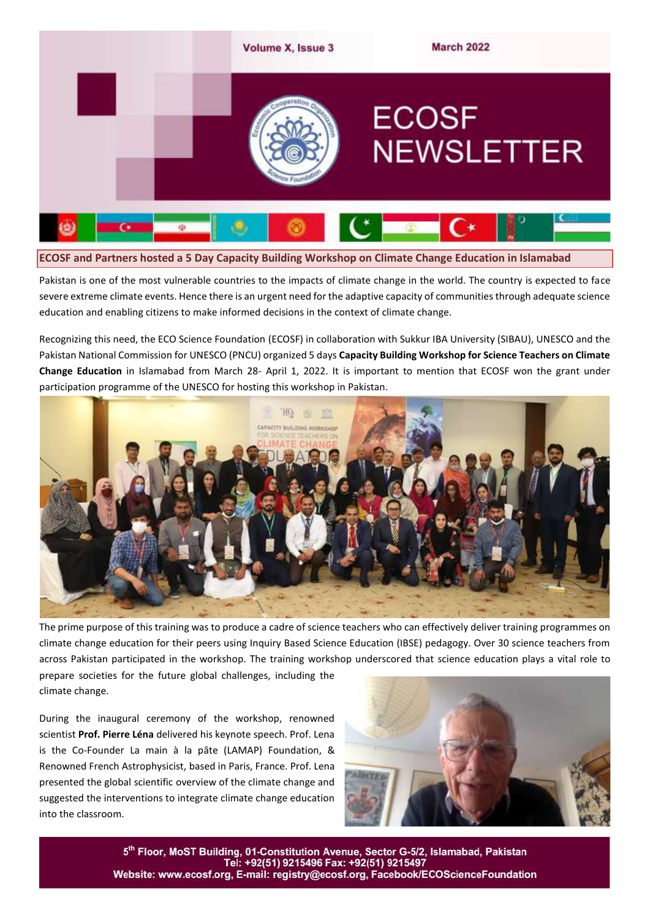# ECOSF NEWSLETTER

## ECOSF and Partners hosted a 5 Day Capacity Building Workshop on Climate Change Education in Islamabad

Pakistan is one of the most vulnerable countries to the impacts of climate change in the world. The country is expected to face severe extreme climate events. Hence there is an urgent need for the adaptive capacity of communities through adequate science education and enabling citizens to make informed decisions in the context of climate change.

Recognizing this need, the ECO Science Foundation (ECOSF) in collaboration with Sukkur IBA University (SIBAU), UNESCO and the Pakistan National Commission for UNESCO (PNCU) organized 5 days **Capacity Building Workshop for Science Teachers on Climate Change Education** in Islamabad from March 28- April 1, 2022. It is important to mention that ECOSF won the grant under participation programme of the UNESCO for hosting this workshop in Pakistan.

The prime purpose of this training was to produce a cadre of science teachers who can effectively deliver training programmes on climate change education for their peers using Inquiry Based Science Education (IBSE) pedagogy. Over 30 science teachers from across Pakistan participated in the workshop. The training workshop underscored that science education plays a vital role to prepare societies for the future global challenges, including the climate change.

During the inaugural ceremony of the workshop, renowned scientist **Prof. Pierre Léna** delivered his keynote speech. Prof. Lena is the Co-Founder La main à la pâte (LAMAP) Foundation, & Renowned French Astrophysicist, based in Paris, France. Prof. Lena presented the global scientific overview of the climate change and suggested the interventions to integrate climate change education into the classroom.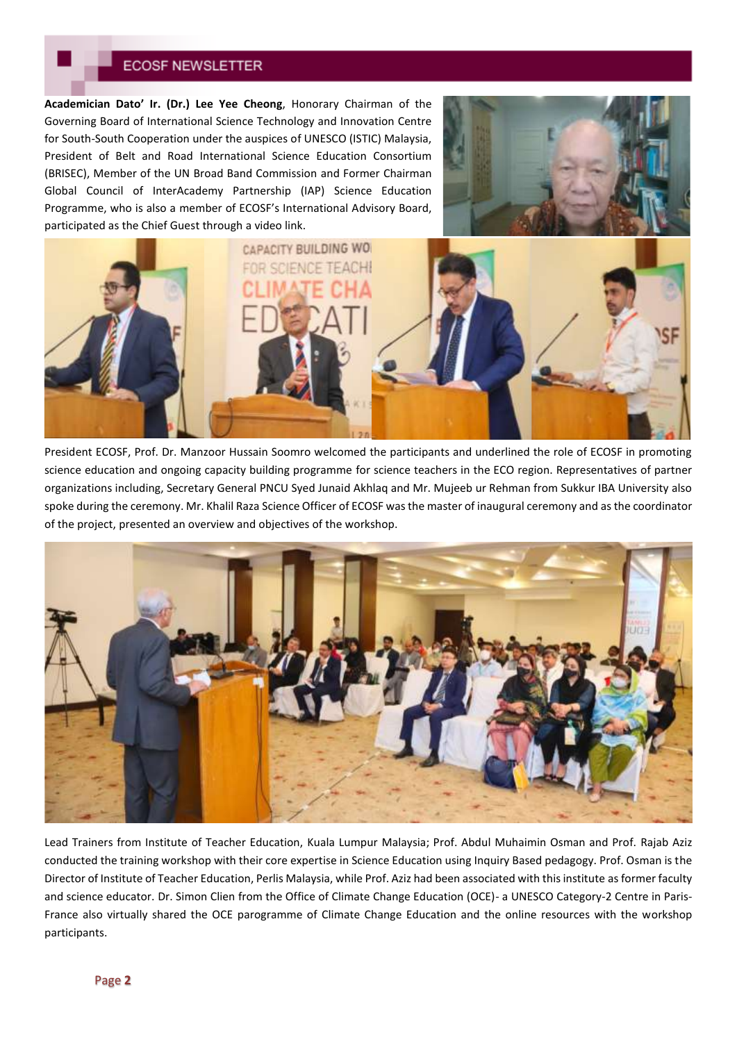**Academician Dato' Ir. (Dr.) Lee Yee Cheong**, Honorary Chairman of the Governing Board of International Science Technology and Innovation Centre for South-South Cooperation under the auspices of UNESCO (ISTIC) Malaysia, President of Belt and Road International Science Education Consortium (BRISEC), Member of the UN Broad Band Commission and Former Chairman Global Council of InterAcademy Partnership (IAP) Science Education Programme, who is also a member of ECOSF's International Advisory Board, participated as the Chief Guest through a video link.

President ECOSF, Prof. Dr. Manzoor Hussain Soomro welcomed the participants and underlined the role of ECOSF in promoting science education and ongoing capacity building programme for science teachers in the ECO region. Representatives of partner organizations including, Secretary General PNCU Syed Junaid Akhlaq and Mr. Mujeeb ur Rehman from Sukkur IBA University also spoke during the ceremony. Mr. Khalil Raza Science Officer of ECOSF was the master of inaugural ceremony and as the coordinator of the project, presented an overview and objectives of the workshop.

Lead Trainers from Institute of Teacher Education, Kuala Lumpur Malaysia; Prof. Abdul Muhaimin Osman and Prof. Rajab Aziz conducted the training workshop with their core expertise in Science Education using Inquiry Based pedagogy. Prof. Osman is the Director of Institute of Teacher Education, Perlis Malaysia, while Prof. Aziz had been associated with this institute as former faculty and science educator. Dr. Simon Clien from the Office of Climate Change Education (OCE)- a UNESCO Category-2 Centre in Paris-France also virtually shared the OCE parogramme of Climate Change Education and the online resources with the workshop participants.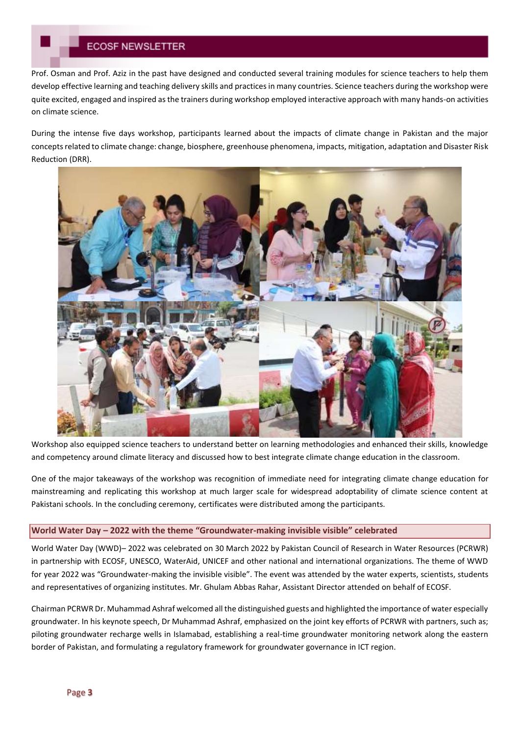Prof. Osman and Prof. Aziz in the past have designed and conducted several training modules for science teachers to help them develop effective learning and teaching delivery skills and practices in many countries. Science teachers during the workshop were quite excited, engaged and inspired as the trainers during workshop employed interactive approach with many hands-on activities on climate science.

During the intense five days workshop, participants learned about the impacts of climate change in Pakistan and the major concepts related to climate change: change, biosphere, greenhouse phenomena, impacts, mitigation, adaptation and Disaster Risk Reduction (DRR).

Workshop also equipped science teachers to understand better on learning methodologies and enhanced their skills, knowledge and competency around climate literacy and discussed how to best integrate climate change education in the classroom.

One of the major takeaways of the workshop was recognition of immediate need for integrating climate change education for mainstreaming and replicating this workshop at much larger scale for widespread adoptability of climate science content at Pakistani schools. In the concluding ceremony, certificates were distributed among the participants.

## World Water Day – 2022 with the theme "Groundwater-making invisible visible" celebrated

World Water Day (WWD)– 2022 was celebrated on 30 March 2022 by Pakistan Council of Research in Water Resources (PCRWR) in partnership with ECOSF, UNESCO, WaterAid, UNICEF and other national and international organizations. The theme of WWD for year 2022 was "Groundwater-making the invisible visible". The event was attended by the water experts, scientists, students and representatives of organizing institutes. Mr. Ghulam Abbas Rahar, Assistant Director attended on behalf of ECOSF.

Chairman PCRWR Dr. Muhammad Ashraf welcomed all the distinguished guests and highlighted the importance of water especially groundwater. In his keynote speech, Dr Muhammad Ashraf, emphasized on the joint key efforts of PCRWR with partners, such as; piloting groundwater recharge wells in Islamabad, establishing a real-time groundwater monitoring network along the eastern border of Pakistan, and formulating a regulatory framework for groundwater governance in ICT region.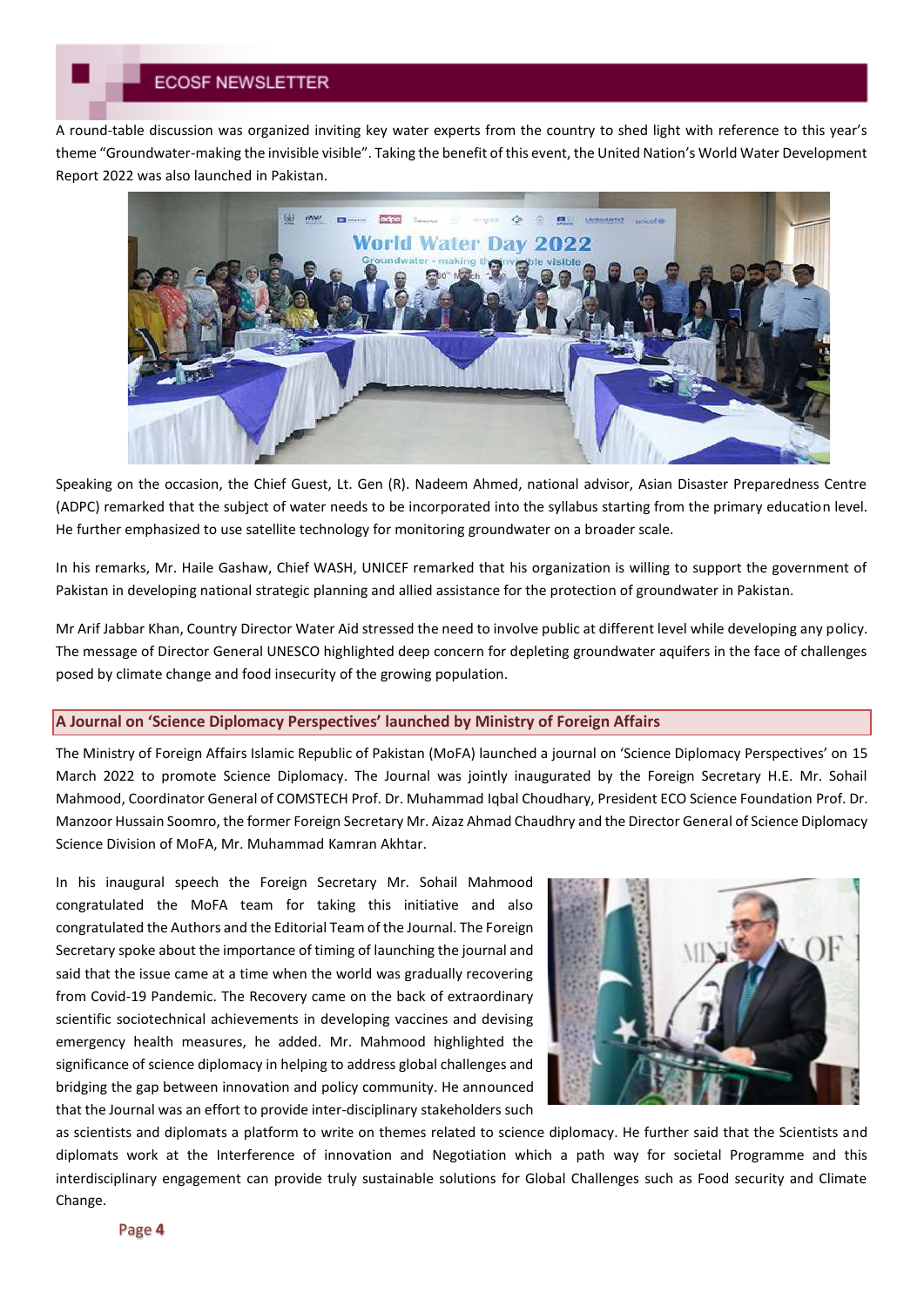A round-table discussion was organized inviting key water experts from the country to shed light with reference to this year's theme "Groundwater-making the invisible visible". Taking the benefit of this event, the United Nation's World Water Development Report 2022 was also launched in Pakistan.

Speaking on the occasion, the Chief Guest, Lt. Gen (R). Nadeem Ahmed, national advisor, Asian Disaster Preparedness Centre (ADPC) remarked that the subject of water needs to be incorporated into the syllabus starting from the primary education level. He further emphasized to use satellite technology for monitoring groundwater on a broader scale.

In his remarks, Mr. Haile Gashaw, Chief WASH, UNICEF remarked that his organization is willing to support the government of Pakistan in developing national strategic planning and allied assistance for the protection of groundwater in Pakistan.

Mr Arif Jabbar Khan, Country Director Water Aid stressed the need to involve public at different level while developing any policy. The message of Director General UNESCO highlighted deep concern for depleting groundwater aquifers in the face of challenges posed by climate change and food insecurity of the growing population.

## A Journal on 'Science Diplomacy Perspectives' launched by Ministry of Foreign Affairs

The Ministry of Foreign Affairs Islamic Republic of Pakistan (MoFA) launched a journal on 'Science Diplomacy Perspectives' on 15 March 2022 to promote Science Diplomacy. The Journal was jointly inaugurated by the Foreign Secretary H.E. Mr. Sohail Mahmood, Coordinator General of COMSTECH Prof. Dr. Muhammad Iqbal Choudhary, President ECO Science Foundation Prof. Dr. Manzoor Hussain Soomro, the former Foreign Secretary Mr. Aizaz Ahmad Chaudhry and the Director General of Science Diplomacy Science Division of MoFA, Mr. Muhammad Kamran Akhtar.

In his inaugural speech the Foreign Secretary Mr. Sohail Mahmood congratulated the MoFA team for taking this initiative and also congratulated the Authors and the Editorial Team of the Journal. The Foreign Secretary spoke about the importance of timing of launching the journal and said that the issue came at a time when the world was gradually recovering from Covid-19 Pandemic. The Recovery came on the back of extraordinary scientific sociotechnical achievements in developing vaccines and devising emergency health measures, he added. Mr. Mahmood highlighted the significance of science diplomacy in helping to address global challenges and bridging the gap between innovation and policy community. He announced that the Journal was an effort to provide inter-disciplinary stakeholders such as scientists and diplomats a platform to write on themes related to science diplomacy. He further said that the Scientists and diplomats work at the Interference of innovation and Negotiation which a path way for societal Programme and this interdisciplinary engagement can provide truly sustainable solutions for Global Challenges such as Food security and Climate Change.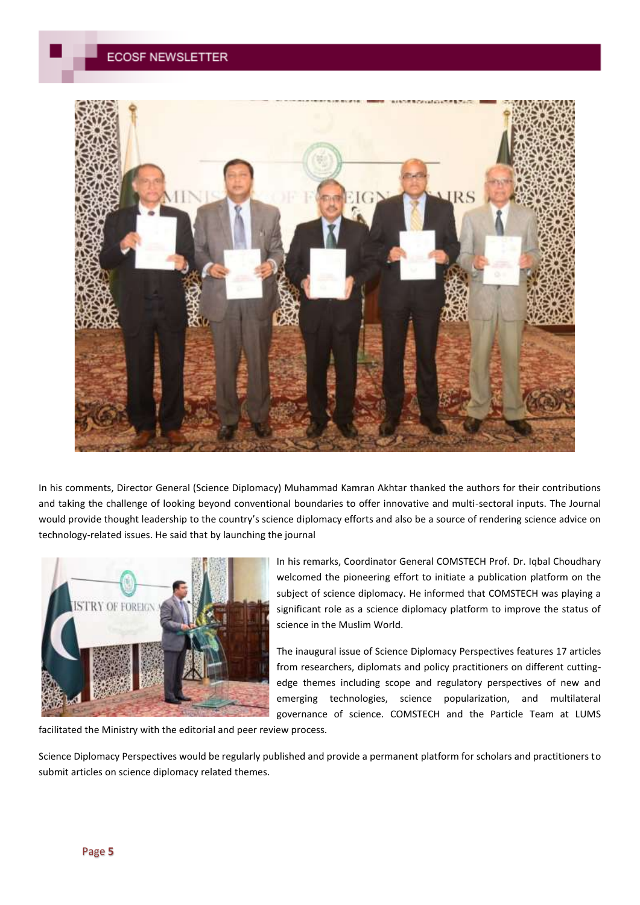In his comments, Director General (Science Diplomacy) Muhammad Kamran Akhtar thanked the authors for their contributions and taking the challenge of looking beyond conventional boundaries to offer innovative and multi-sectoral inputs. The Journal would provide thought leadership to the country's science diplomacy efforts and also be a source of rendering science advice on technology-related issues. He said that by launching the journal

In his remarks, Coordinator General COMSTECH Prof. Dr. Iqbal Choudhary welcomed the pioneering effort to initiate a publication platform on the subject of science diplomacy. He informed that COMSTECH was playing a significant role as a science diplomacy platform to improve the status of science in the Muslim World.

The inaugural issue of Science Diplomacy Perspectives features 17 articles from researchers, diplomats and policy practitioners on different cutting-edge themes including scope and regulatory perspectives of new and emerging technologies, science popularization, and multilateral governance of science. COMSTECH and the Particle Team at LUMS facilitated the Ministry with the editorial and peer review process.

Science Diplomacy Perspectives would be regularly published and provide a permanent platform for scholars and practitioners to submit articles on science diplomacy related themes.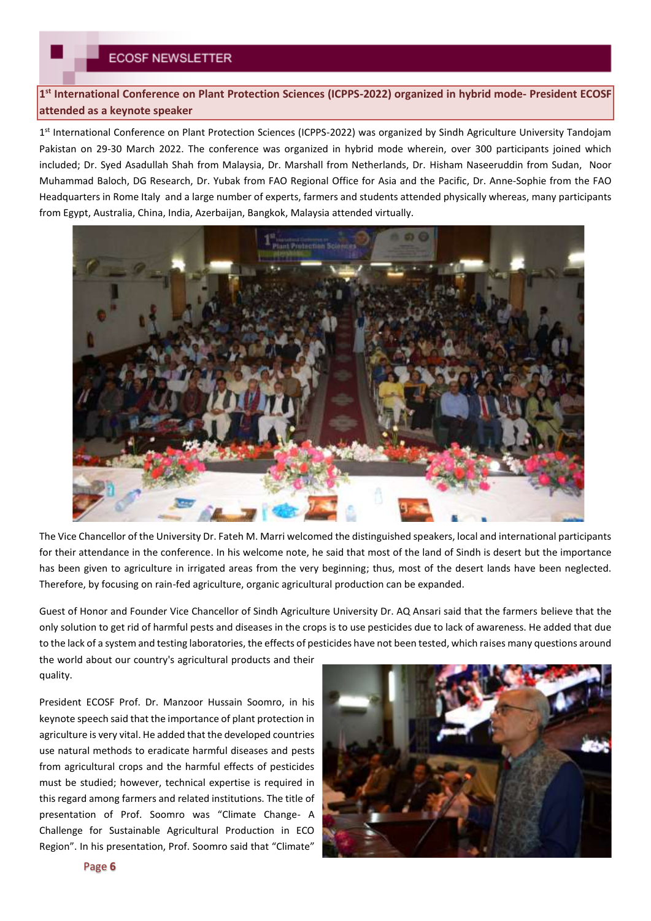## 1st International Conference on Plant Protection Sciences (ICPPS-2022) organized in hybrid mode- President ECOSF attended as a keynote speaker

1st International Conference on Plant Protection Sciences (ICPPS-2022) was organized by Sindh Agriculture University Tandojam Pakistan on 29-30 March 2022. The conference was organized in hybrid mode wherein, over 300 participants joined which included; Dr. Syed Asadullah Shah from Malaysia, Dr. Marshall from Netherlands, Dr. Hisham Naseeruddin from Sudan, Noor Muhammad Baloch, DG Research, Dr. Yubak from FAO Regional Office for Asia and the Pacific, Dr. Anne-Sophie from the FAO Headquarters in Rome Italy and a large number of experts, farmers and students attended physically whereas, many participants from Egypt, Australia, China, India, Azerbaijan, Bangkok, Malaysia attended virtually.

The Vice Chancellor of the University Dr. Fateh M. Marri welcomed the distinguished speakers, local and international participants for their attendance in the conference. In his welcome note, he said that most of the land of Sindh is desert but the importance has been given to agriculture in irrigated areas from the very beginning; thus, most of the desert lands have been neglected. Therefore, by focusing on rain-fed agriculture, organic agricultural production can be expanded.

Guest of Honor and Founder Vice Chancellor of Sindh Agriculture University Dr. AQ Ansari said that the farmers believe that the only solution to get rid of harmful pests and diseases in the crops is to use pesticides due to lack of awareness. He added that due to the lack of a system and testing laboratories, the effects of pesticides have not been tested, which raises many questions around the world about our country's agricultural products and their quality.

President ECOSF Prof. Dr. Manzoor Hussain Soomro, in his keynote speech said that the importance of plant protection in agriculture is very vital. He added that the developed countries use natural methods to eradicate harmful diseases and pests from agricultural crops and the harmful effects of pesticides must be studied; however, technical expertise is required in this regard among farmers and related institutions. The title of presentation of Prof. Soomro was "Climate Change- A Challenge for Sustainable Agricultural Production in ECO Region". In his presentation, Prof. Soomro said that "Climate"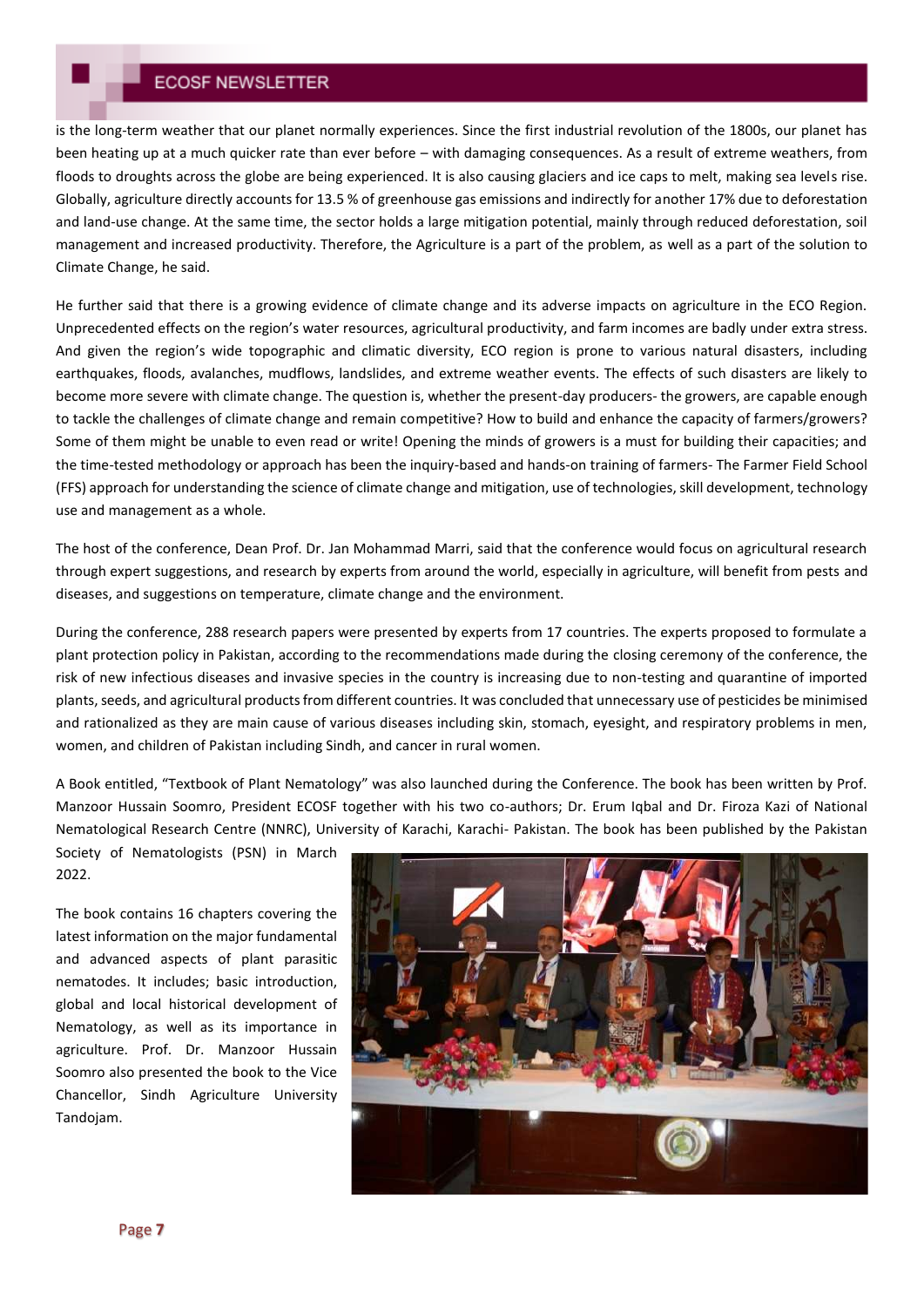is the long-term weather that our planet normally experiences. Since the first industrial revolution of the 1800s, our planet has been heating up at a much quicker rate than ever before – with damaging consequences. As a result of extreme weathers, from floods to droughts across the globe are being experienced. It is also causing glaciers and ice caps to melt, making sea levels rise. Globally, agriculture directly accounts for 13.5 % of greenhouse gas emissions and indirectly for another 17% due to deforestation and land-use change. At the same time, the sector holds a large mitigation potential, mainly through reduced deforestation, soil management and increased productivity. Therefore, the Agriculture is a part of the problem, as well as a part of the solution to Climate Change, he said.

He further said that there is a growing evidence of climate change and its adverse impacts on agriculture in the ECO Region. Unprecedented effects on the region's water resources, agricultural productivity, and farm incomes are badly under extra stress. And given the region's wide topographic and climatic diversity, ECO region is prone to various natural disasters, including earthquakes, floods, avalanches, mudflows, landslides, and extreme weather events. The effects of such disasters are likely to become more severe with climate change. The question is, whether the present-day producers- the growers, are capable enough to tackle the challenges of climate change and remain competitive? How to build and enhance the capacity of farmers/growers? Some of them might be unable to even read or write! Opening the minds of growers is a must for building their capacities; and the time-tested methodology or approach has been the inquiry-based and hands-on training of farmers- The Farmer Field School (FFS) approach for understanding the science of climate change and mitigation, use of technologies, skill development, technology use and management as a whole.

The host of the conference, Dean Prof. Dr. Jan Mohammad Marri, said that the conference would focus on agricultural research through expert suggestions, and research by experts from around the world, especially in agriculture, will benefit from pests and diseases, and suggestions on temperature, climate change and the environment.

During the conference, 288 research papers were presented by experts from 17 countries. The experts proposed to formulate a plant protection policy in Pakistan, according to the recommendations made during the closing ceremony of the conference, the risk of new infectious diseases and invasive species in the country is increasing due to non-testing and quarantine of imported plants, seeds, and agricultural products from different countries. It was concluded that unnecessary use of pesticides be minimised and rationalized as they are main cause of various diseases including skin, stomach, eyesight, and respiratory problems in men, women, and children of Pakistan including Sindh, and cancer in rural women.

A Book entitled, "Textbook of Plant Nematology" was also launched during the Conference. The book has been written by Prof. Manzoor Hussain Soomro, President ECOSF together with his two co-authors; Dr. Erum Iqbal and Dr. Firoza Kazi of National Nematological Research Centre (NNRC), University of Karachi, Karachi- Pakistan. The book has been published by the Pakistan Society of Nematologists (PSN) in March 2022.

The book contains 16 chapters covering the latest information on the major fundamental and advanced aspects of plant parasitic nematodes. It includes; basic introduction, global and local historical development of Nematology, as well as its importance in agriculture. Prof. Dr. Manzoor Hussain Soomro also presented the book to the Vice Chancellor, Sindh Agriculture University Tandojam.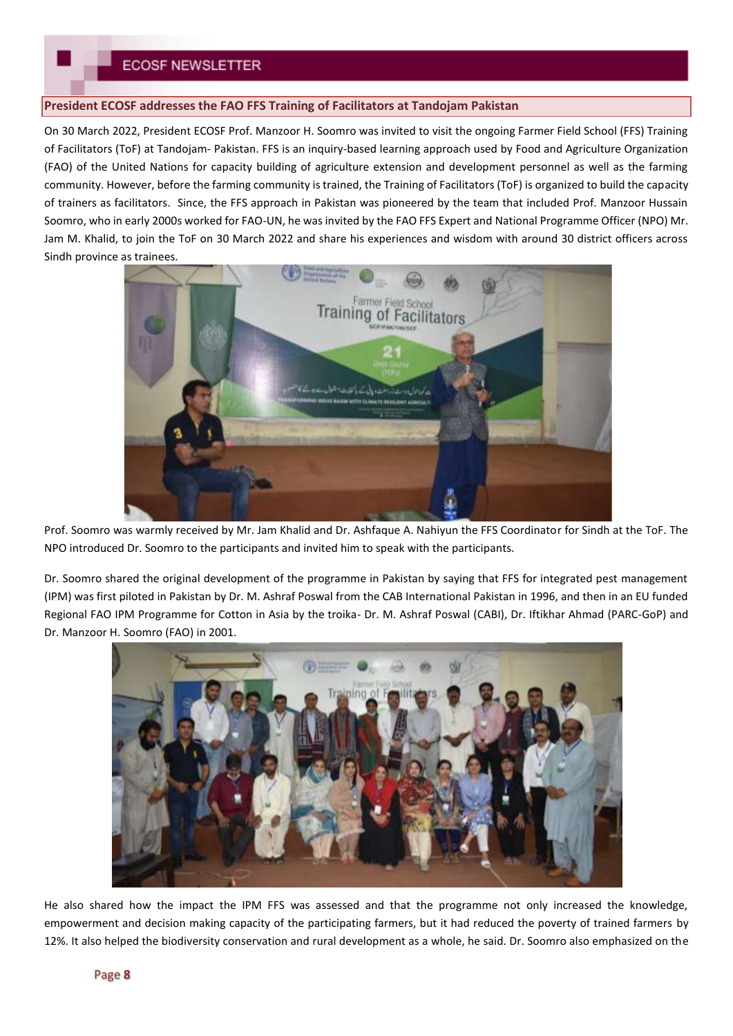## President ECOSF addresses the FAO FFS Training of Facilitators at Tandojam Pakistan

On 30 March 2022, President ECOSF Prof. Manzoor H. Soomro was invited to visit the ongoing Farmer Field School (FFS) Training of Facilitators (ToF) at Tandojam- Pakistan. FFS is an inquiry-based learning approach used by Food and Agriculture Organization (FAO) of the United Nations for capacity building of agriculture extension and development personnel as well as the farming community. However, before the farming community is trained, the Training of Facilitators (ToF) is organized to build the capacity of trainers as facilitators. Since, the FFS approach in Pakistan was pioneered by the team that included Prof. Manzoor Hussain Soomro, who in early 2000s worked for FAO-UN, he was invited by the FAO FFS Expert and National Programme Officer (NPO) Mr. Jam M. Khalid, to join the ToF on 30 March 2022 and share his experiences and wisdom with around 30 district officers across Sindh province as trainees.

Prof. Soomro was warmly received by Mr. Jam Khalid and Dr. Ashfaque A. Nahiyun the FFS Coordinator for Sindh at the ToF. The NPO introduced Dr. Soomro to the participants and invited him to speak with the participants.

Dr. Soomro shared the original development of the programme in Pakistan by saying that FFS for integrated pest management (IPM) was first piloted in Pakistan by Dr. M. Ashraf Poswal from the CAB International Pakistan in 1996, and then in an EU funded Regional FAO IPM Programme for Cotton in Asia by the troika- Dr. M. Ashraf Poswal (CABI), Dr. Iftikhar Ahmad (PARC-GoP) and Dr. Manzoor H. Soomro (FAO) in 2001.

He also shared how the impact the IPM FFS was assessed and that the programme not only increased the knowledge, empowerment and decision making capacity of the participating farmers, but it had reduced the poverty of trained farmers by 12%. It also helped the biodiversity conservation and rural development as a whole, he said. Dr. Soomro also emphasized on the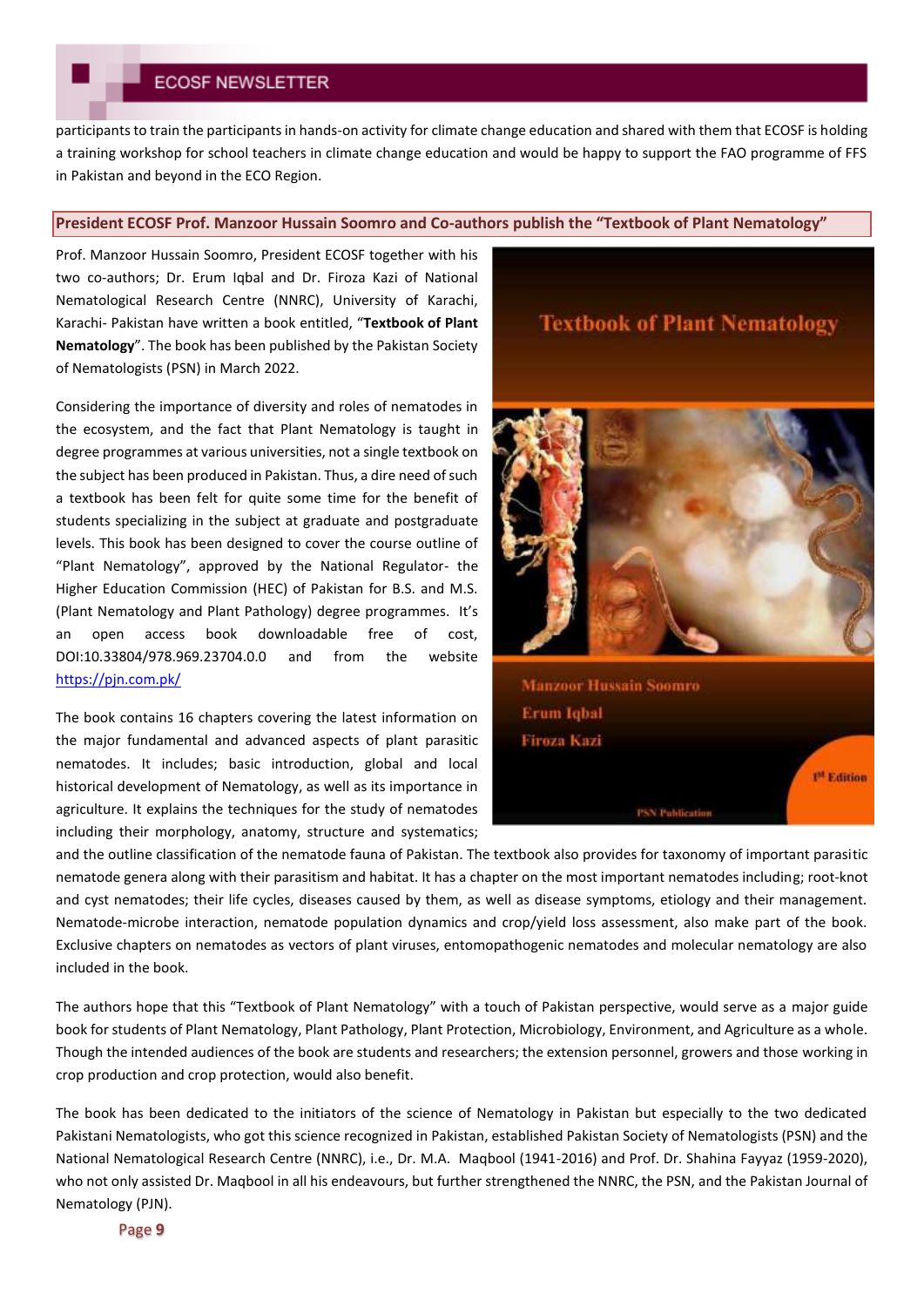participants to train the participants in hands-on activity for climate change education and shared with them that ECOSF is holding a training workshop for school teachers in climate change education and would be happy to support the FAO programme of FFS in Pakistan and beyond in the ECO Region.

## President ECOSF Prof. Manzoor Hussain Soomro and Co-authors publish the "Textbook of Plant Nematology"

Prof. Manzoor Hussain Soomro, President ECOSF together with his two co-authors; Dr. Erum Iqbal and Dr. Firoza Kazi of National Nematological Research Centre (NNRC), University of Karachi, Karachi- Pakistan have written a book entitled, "**Textbook of Plant Nematology**". The book has been published by the Pakistan Society of Nematologists (PSN) in March 2022.

Considering the importance of diversity and roles of nematodes in the ecosystem, and the fact that Plant Nematology is taught in degree programmes at various universities, not a single textbook on the subject has been produced in Pakistan. Thus, a dire need of such a textbook has been felt for quite some time for the benefit of students specializing in the subject at graduate and postgraduate levels. This book has been designed to cover the course outline of "Plant Nematology", approved by the National Regulator- the Higher Education Commission (HEC) of Pakistan for B.S. and M.S. (Plant Nematology and Plant Pathology) degree programmes. It's an open access book downloadable free of cost, DOI:10.33804/978.969.23704.0.0 and from the website https://pjn.com.pk/

The book contains 16 chapters covering the latest information on the major fundamental and advanced aspects of plant parasitic nematodes. It includes; basic introduction, global and local historical development of Nematology, as well as its importance in agriculture. It explains the techniques for the study of nematodes including their morphology, anatomy, structure and systematics; and the outline classification of the nematode fauna of Pakistan. The textbook also provides for taxonomy of important parasitic nematode genera along with their parasitism and habitat. It has a chapter on the most important nematodes including; root-knot and cyst nematodes; their life cycles, diseases caused by them, as well as disease symptoms, etiology and their management. Nematode-microbe interaction, nematode population dynamics and crop/yield loss assessment, also make part of the book. Exclusive chapters on nematodes as vectors of plant viruses, entomopathogenic nematodes and molecular nematology are also included in the book.

The authors hope that this "Textbook of Plant Nematology" with a touch of Pakistan perspective, would serve as a major guide book for students of Plant Nematology, Plant Pathology, Plant Protection, Microbiology, Environment, and Agriculture as a whole. Though the intended audiences of the book are students and researchers; the extension personnel, growers and those working in crop production and crop protection, would also benefit.

The book has been dedicated to the initiators of the science of Nematology in Pakistan but especially to the two dedicated Pakistani Nematologists, who got this science recognized in Pakistan, established Pakistan Society of Nematologists (PSN) and the National Nematological Research Centre (NNRC), i.e., Dr. M.A. Maqbool (1941-2016) and Prof. Dr. Shahina Fayyaz (1959-2020), who not only assisted Dr. Maqbool in all his endeavours, but further strengthened the NNRC, the PSN, and the Pakistan Journal of Nematology (PJN).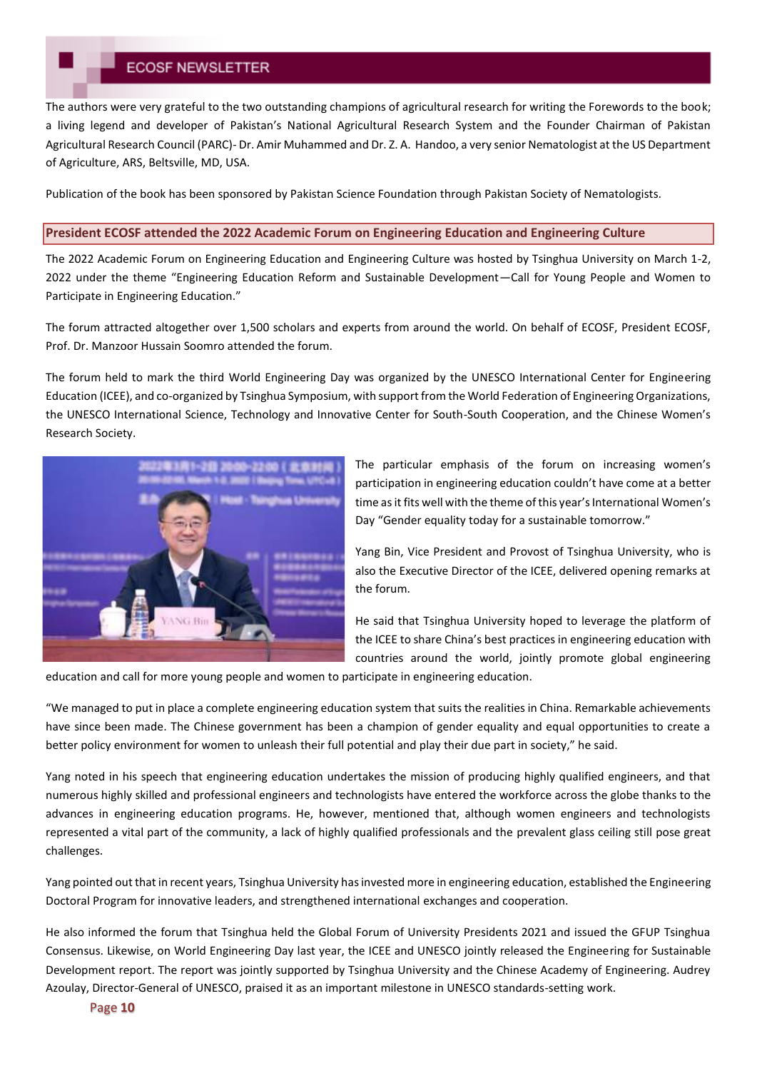The authors were very grateful to the two outstanding champions of agricultural research for writing the Forewords to the book; a living legend and developer of Pakistan's National Agricultural Research System and the Founder Chairman of Pakistan Agricultural Research Council (PARC)- Dr. Amir Muhammed and Dr. Z. A. Handoo, a very senior Nematologist at the US Department of Agriculture, ARS, Beltsville, MD, USA.

Publication of the book has been sponsored by Pakistan Science Foundation through Pakistan Society of Nematologists.

## President ECOSF attended the 2022 Academic Forum on Engineering Education and Engineering Culture

The 2022 Academic Forum on Engineering Education and Engineering Culture was hosted by Tsinghua University on March 1-2, 2022 under the theme "Engineering Education Reform and Sustainable Development—Call for Young People and Women to Participate in Engineering Education."

The forum attracted altogether over 1,500 scholars and experts from around the world. On behalf of ECOSF, President ECOSF, Prof. Dr. Manzoor Hussain Soomro attended the forum.

The forum held to mark the third World Engineering Day was organized by the UNESCO International Center for Engineering Education (ICEE), and co-organized by Tsinghua Symposium, with support from the World Federation of Engineering Organizations, the UNESCO International Science, Technology and Innovative Center for South-South Cooperation, and the Chinese Women's Research Society.

The particular emphasis of the forum on increasing women's participation in engineering education couldn't have come at a better time as it fits well with the theme of this year's International Women's Day "Gender equality today for a sustainable tomorrow."

Yang Bin, Vice President and Provost of Tsinghua University, who is also the Executive Director of the ICEE, delivered opening remarks at the forum.

He said that Tsinghua University hoped to leverage the platform of the ICEE to share China's best practices in engineering education with countries around the world, jointly promote global engineering education and call for more young people and women to participate in engineering education.

"We managed to put in place a complete engineering education system that suits the realities in China. Remarkable achievements have since been made. The Chinese government has been a champion of gender equality and equal opportunities to create a better policy environment for women to unleash their full potential and play their due part in society," he said.

Yang noted in his speech that engineering education undertakes the mission of producing highly qualified engineers, and that numerous highly skilled and professional engineers and technologists have entered the workforce across the globe thanks to the advances in engineering education programs. He, however, mentioned that, although women engineers and technologists represented a vital part of the community, a lack of highly qualified professionals and the prevalent glass ceiling still pose great challenges.

Yang pointed out that in recent years, Tsinghua University has invested more in engineering education, established the Engineering Doctoral Program for innovative leaders, and strengthened international exchanges and cooperation.

He also informed the forum that Tsinghua held the Global Forum of University Presidents 2021 and issued the GFUP Tsinghua Consensus. Likewise, on World Engineering Day last year, the ICEE and UNESCO jointly released the Engineering for Sustainable Development report. The report was jointly supported by Tsinghua University and the Chinese Academy of Engineering. Audrey Azoulay, Director-General of UNESCO, praised it as an important milestone in UNESCO standards-setting work.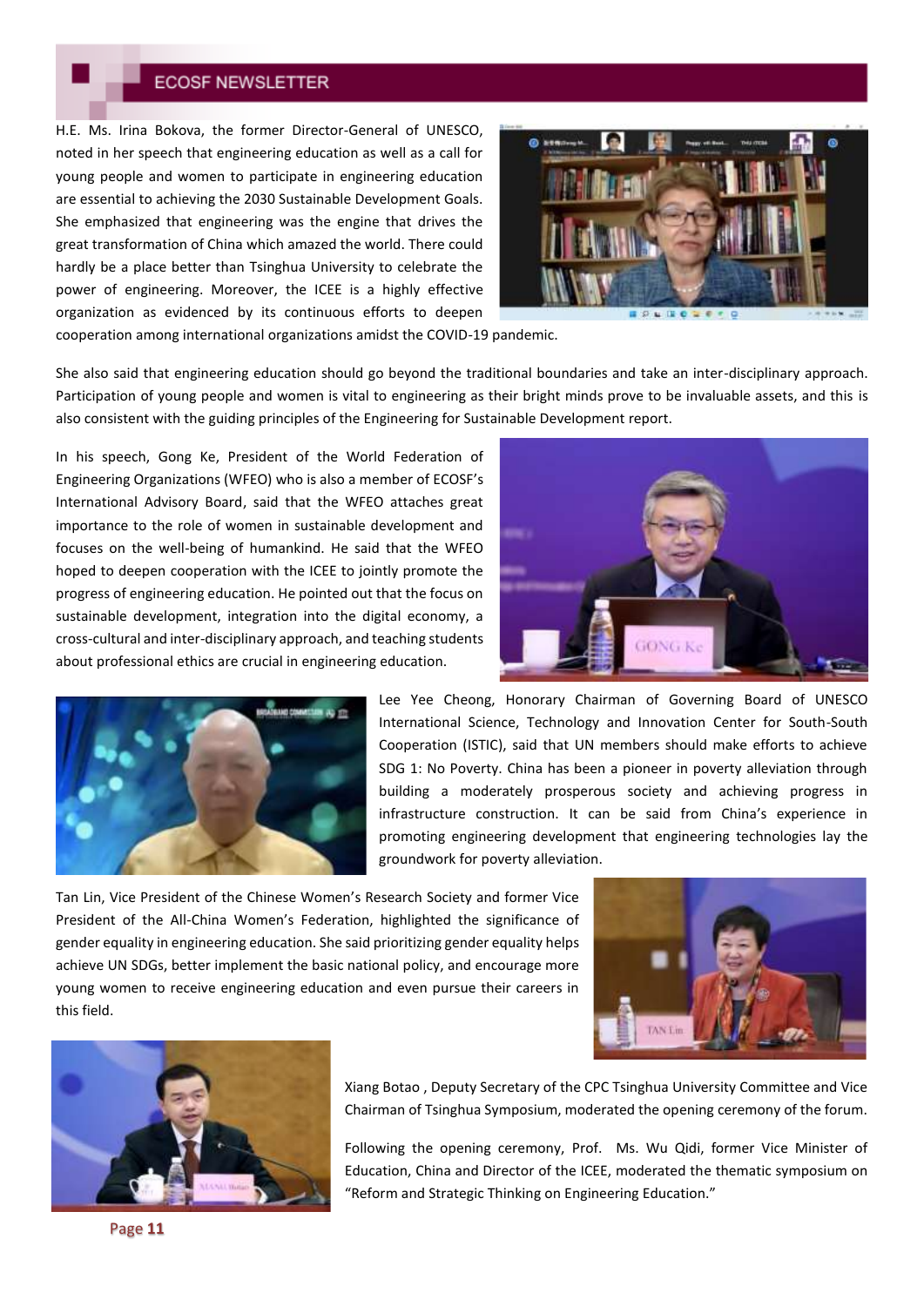H.E. Ms. Irina Bokova, the former Director-General of UNESCO, noted in her speech that engineering education as well as a call for young people and women to participate in engineering education are essential to achieving the 2030 Sustainable Development Goals. She emphasized that engineering was the engine that drives the great transformation of China which amazed the world. There could hardly be a place better than Tsinghua University to celebrate the power of engineering. Moreover, the ICEE is a highly effective organization as evidenced by its continuous efforts to deepen cooperation among international organizations amidst the COVID-19 pandemic.

She also said that engineering education should go beyond the traditional boundaries and take an inter-disciplinary approach. Participation of young people and women is vital to engineering as their bright minds prove to be invaluable assets, and this is also consistent with the guiding principles of the Engineering for Sustainable Development report.

In his speech, Gong Ke, President of the World Federation of Engineering Organizations (WFEO) who is also a member of ECOSF's International Advisory Board, said that the WFEO attaches great importance to the role of women in sustainable development and focuses on the well-being of humankind. He said that the WFEO hoped to deepen cooperation with the ICEE to jointly promote the progress of engineering education. He pointed out that the focus on sustainable development, integration into the digital economy, a cross-cultural and inter-disciplinary approach, and teaching students about professional ethics are crucial in engineering education.

Lee Yee Cheong, Honorary Chairman of Governing Board of UNESCO International Science, Technology and Innovation Center for South-South Cooperation (ISTIC), said that UN members should make efforts to achieve SDG 1: No Poverty. China has been a pioneer in poverty alleviation through building a moderately prosperous society and achieving progress in infrastructure construction. It can be said from China's experience in promoting engineering development that engineering technologies lay the groundwork for poverty alleviation.

Tan Lin, Vice President of the Chinese Women's Research Society and former Vice President of the All-China Women's Federation, highlighted the significance of gender equality in engineering education. She said prioritizing gender equality helps achieve UN SDGs, better implement the basic national policy, and encourage more young women to receive engineering education and even pursue their careers in this field.

Xiang Botao , Deputy Secretary of the CPC Tsinghua University Committee and Vice Chairman of Tsinghua Symposium, moderated the opening ceremony of the forum.

Following the opening ceremony, Prof. Ms. Wu Qidi, former Vice Minister of Education, China and Director of the ICEE, moderated the thematic symposium on "Reform and Strategic Thinking on Engineering Education."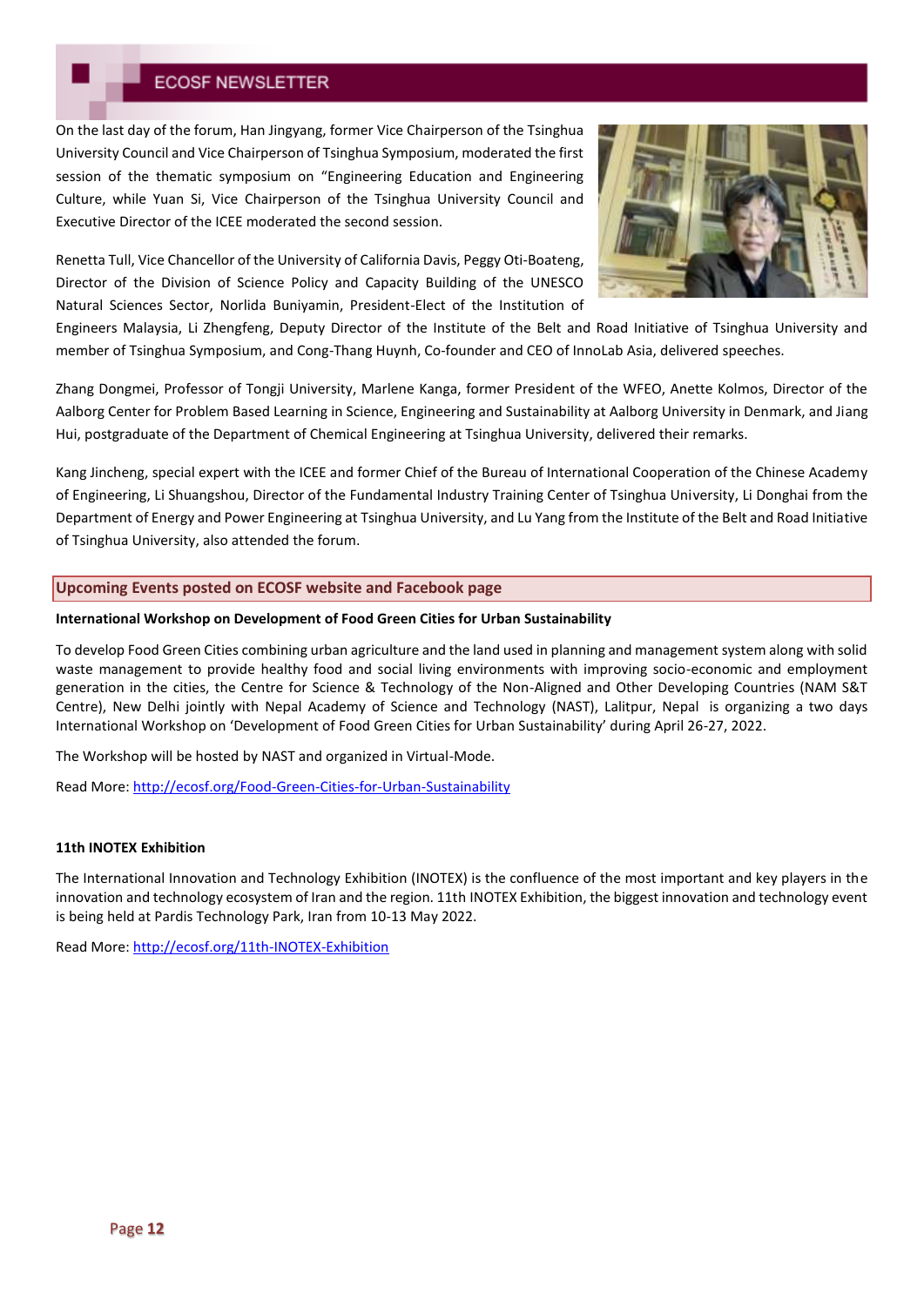On the last day of the forum, Han Jingyang, former Vice Chairperson of the Tsinghua University Council and Vice Chairperson of Tsinghua Symposium, moderated the first session of the thematic symposium on "Engineering Education and Engineering Culture, while Yuan Si, Vice Chairperson of the Tsinghua University Council and Executive Director of the ICEE moderated the second session.

Renetta Tull, Vice Chancellor of the University of California Davis, Peggy Oti-Boateng, Director of the Division of Science Policy and Capacity Building of the UNESCO Natural Sciences Sector, Norlida Buniyamin, President-Elect of the Institution of Engineers Malaysia, Li Zhengfeng, Deputy Director of the Institute of the Belt and Road Initiative of Tsinghua University and member of Tsinghua Symposium, and Cong-Thang Huynh, Co-founder and CEO of InnoLab Asia, delivered speeches.

Zhang Dongmei, Professor of Tongji University, Marlene Kanga, former President of the WFEO, Anette Kolmos, Director of the Aalborg Center for Problem Based Learning in Science, Engineering and Sustainability at Aalborg University in Denmark, and Jiang Hui, postgraduate of the Department of Chemical Engineering at Tsinghua University, delivered their remarks.

Kang Jincheng, special expert with the ICEE and former Chief of the Bureau of International Cooperation of the Chinese Academy of Engineering, Li Shuangshou, Director of the Fundamental Industry Training Center of Tsinghua University, Li Donghai from the Department of Energy and Power Engineering at Tsinghua University, and Lu Yang from the Institute of the Belt and Road Initiative of Tsinghua University, also attended the forum.

## Upcoming Events posted on ECOSF website and Facebook page

**International Workshop on Development of Food Green Cities for Urban Sustainability**

To develop Food Green Cities combining urban agriculture and the land used in planning and management system along with solid waste management to provide healthy food and social living environments with improving socio-economic and employment generation in the cities, the Centre for Science & Technology of the Non-Aligned and Other Developing Countries (NAM S&T Centre), New Delhi jointly with Nepal Academy of Science and Technology (NAST), Lalitpur, Nepal is organizing a two days International Workshop on 'Development of Food Green Cities for Urban Sustainability' during April 26-27, 2022.

The Workshop will be hosted by NAST and organized in Virtual-Mode.

Read More: http://ecosf.org/Food-Green-Cities-for-Urban-Sustainability

**11th INOTEX Exhibition**

The International Innovation and Technology Exhibition (INOTEX) is the confluence of the most important and key players in the innovation and technology ecosystem of Iran and the region. 11th INOTEX Exhibition, the biggest innovation and technology event is being held at Pardis Technology Park, Iran from 10-13 May 2022.

Read More: http://ecosf.org/11th-INOTEX-Exhibition